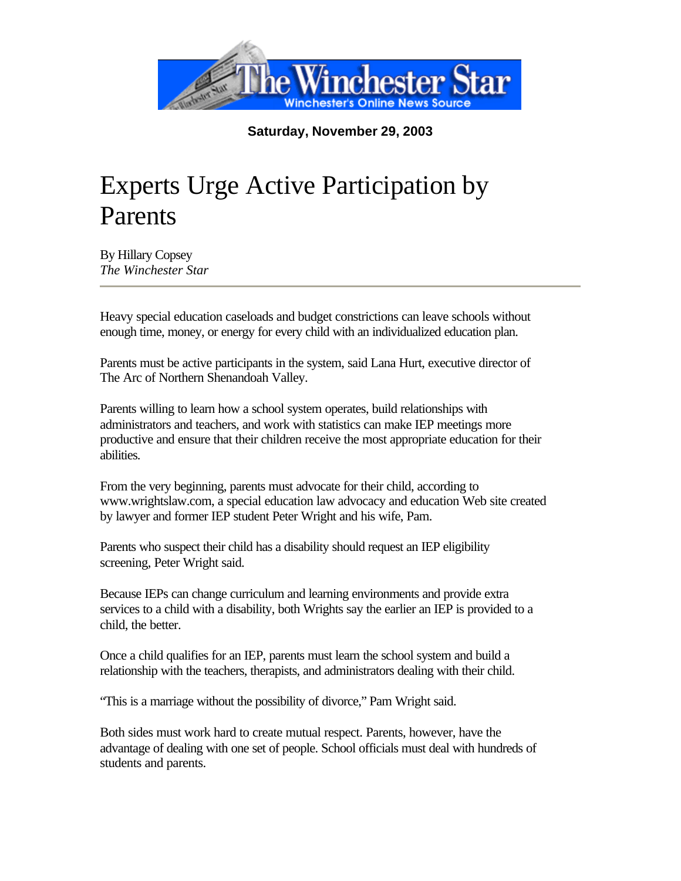The Winchester Star
Winchester's Online News Source

**Saturday, November 29, 2003**

# Experts Urge Active Participation by Parents

By Hillary Copsey
*The Winchester Star*

---

Heavy special education caseloads and budget constrictions can leave schools without enough time, money, or energy for every child with an individualized education plan.

Parents must be active participants in the system, said Lana Hurt, executive director of The Arc of Northern Shenandoah Valley.

Parents willing to learn how a school system operates, build relationships with administrators and teachers, and work with statistics can make IEP meetings more productive and ensure that their children receive the most appropriate education for their abilities.

From the very beginning, parents must advocate for their child, according to www.wrightslaw.com, a special education law advocacy and education Web site created by lawyer and former IEP student Peter Wright and his wife, Pam.

Parents who suspect their child has a disability should request an IEP eligibility screening, Peter Wright said.

Because IEPs can change curriculum and learning environments and provide extra services to a child with a disability, both Wrights say the earlier an IEP is provided to a child, the better.

Once a child qualifies for an IEP, parents must learn the school system and build a relationship with the teachers, therapists, and administrators dealing with their child.

"This is a marriage without the possibility of divorce," Pam Wright said.

Both sides must work hard to create mutual respect. Parents, however, have the advantage of dealing with one set of people. School officials must deal with hundreds of students and parents.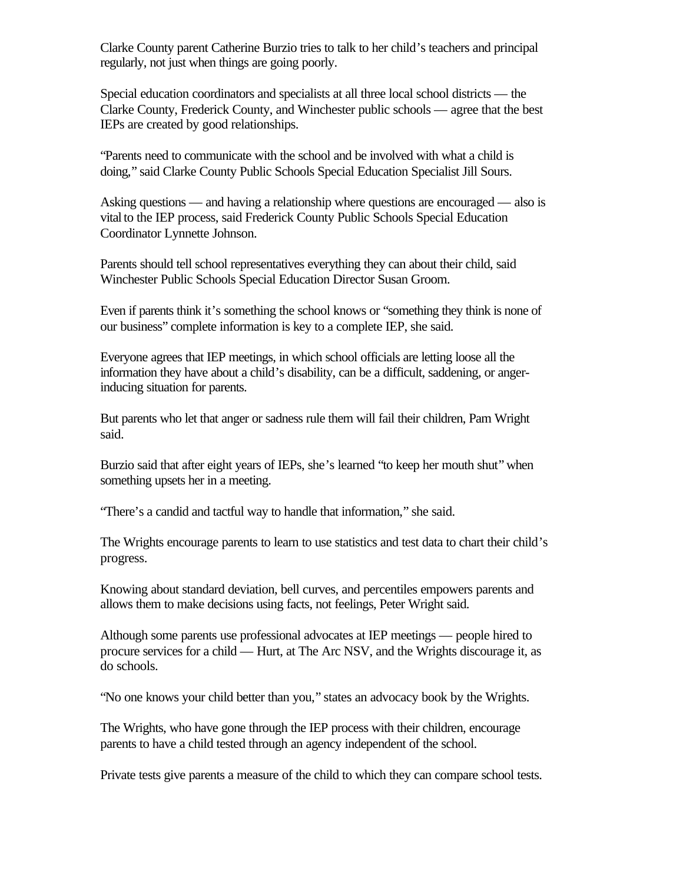Clarke County parent Catherine Burzio tries to talk to her child's teachers and principal regularly, not just when things are going poorly.

Special education coordinators and specialists at all three local school districts — the Clarke County, Frederick County, and Winchester public schools — agree that the best IEPs are created by good relationships.

"Parents need to communicate with the school and be involved with what a child is doing," said Clarke County Public Schools Special Education Specialist Jill Sours.

Asking questions — and having a relationship where questions are encouraged — also is vital to the IEP process, said Frederick County Public Schools Special Education Coordinator Lynnette Johnson.

Parents should tell school representatives everything they can about their child, said Winchester Public Schools Special Education Director Susan Groom.

Even if parents think it's something the school knows or "something they think is none of our business" complete information is key to a complete IEP, she said.

Everyone agrees that IEP meetings, in which school officials are letting loose all the information they have about a child's disability, can be a difficult, saddening, or anger-inducing situation for parents.

But parents who let that anger or sadness rule them will fail their children, Pam Wright said.

Burzio said that after eight years of IEPs, she's learned "to keep her mouth shut" when something upsets her in a meeting.

"There's a candid and tactful way to handle that information," she said.

The Wrights encourage parents to learn to use statistics and test data to chart their child's progress.

Knowing about standard deviation, bell curves, and percentiles empowers parents and allows them to make decisions using facts, not feelings, Peter Wright said.

Although some parents use professional advocates at IEP meetings — people hired to procure services for a child — Hurt, at The Arc NSV, and the Wrights discourage it, as do schools.

"No one knows your child better than you," states an advocacy book by the Wrights.

The Wrights, who have gone through the IEP process with their children, encourage parents to have a child tested through an agency independent of the school.

Private tests give parents a measure of the child to which they can compare school tests.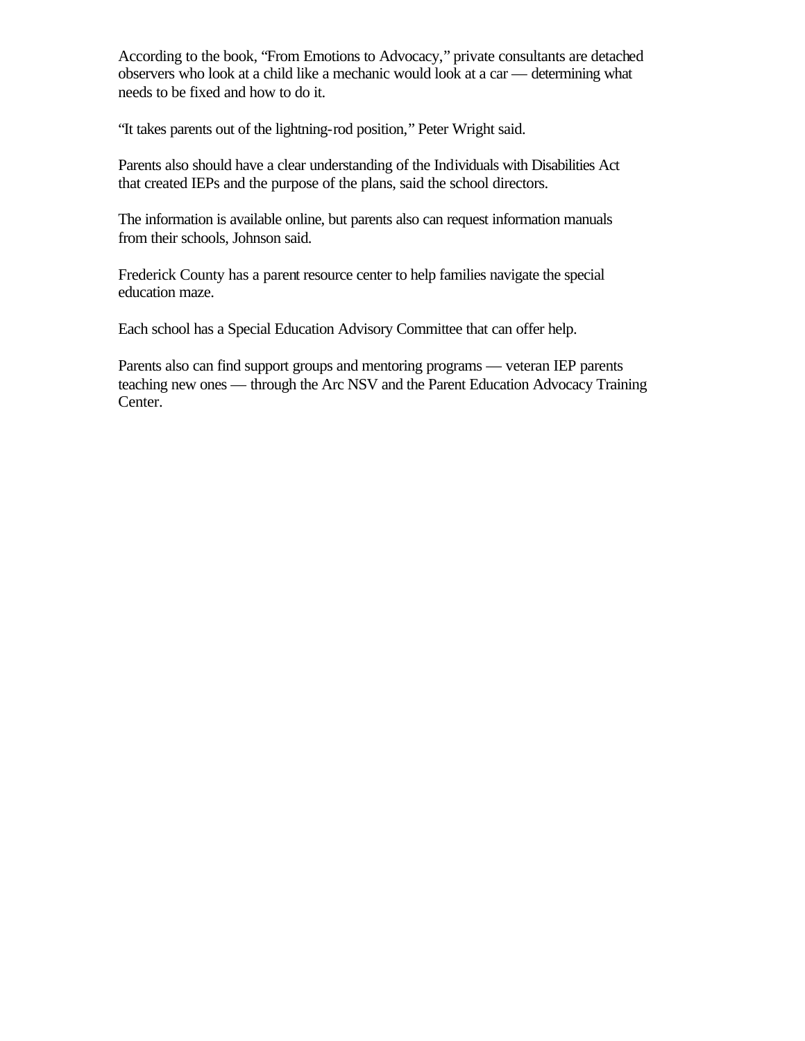According to the book, "From Emotions to Advocacy," private consultants are detached observers who look at a child like a mechanic would look at a car — determining what needs to be fixed and how to do it.

"It takes parents out of the lightning-rod position," Peter Wright said.

Parents also should have a clear understanding of the Individuals with Disabilities Act that created IEPs and the purpose of the plans, said the school directors.

The information is available online, but parents also can request information manuals from their schools, Johnson said.

Frederick County has a parent resource center to help families navigate the special education maze.

Each school has a Special Education Advisory Committee that can offer help.

Parents also can find support groups and mentoring programs — veteran IEP parents teaching new ones — through the Arc NSV and the Parent Education Advocacy Training Center.